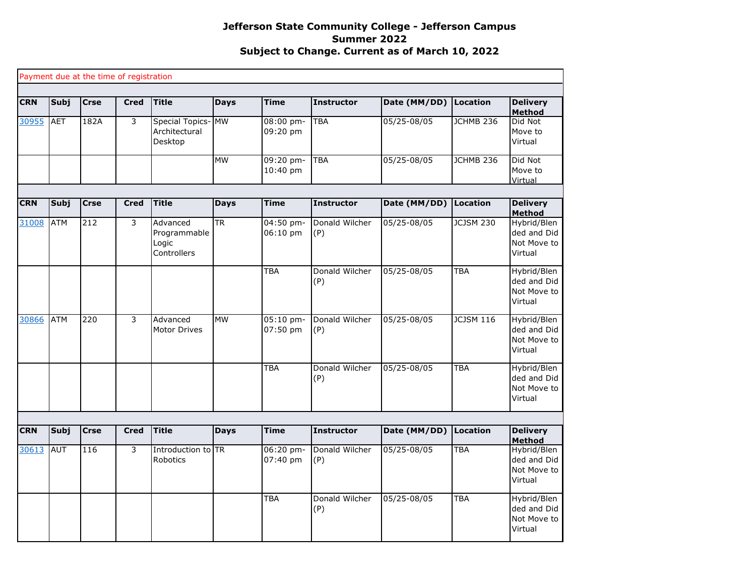# Jefferson State Community College - Jefferson Campus

## Summer 2022

## Subject to Change. Current as of March 10, 2022

Payment due at the time of registration

| CRN | Subj | Crse | Cred | Title | Days | Time | Instructor | Date (MM/DD) | Location | Delivery Method |
|---|---|---|---|---|---|---|---|---|---|---|
| 30955 | AET | 182A | 3 | Special Topics-Architectural Desktop | MW | 08:00 pm-09:20 pm | TBA | 05/25-08/05 | JCHMB 236 | Did Not Move to Virtual |
| | | | | | MW | 09:20 pm-10:40 pm | TBA | 05/25-08/05 | JCHMB 236 | Did Not Move to Virtual |

| CRN | Subj | Crse | Cred | Title | Days | Time | Instructor | Date (MM/DD) | Location | Delivery Method |
|---|---|---|---|---|---|---|---|---|---|---|
| 31008 | ATM | 212 | 3 | Advanced Programmable Logic Controllers | TR | 04:50 pm-06:10 pm | Donald Wilcher (P) | 05/25-08/05 | JCJSM 230 | Hybrid/Blended and Did Not Move to Virtual |
| | | | | | | TBA | Donald Wilcher (P) | 05/25-08/05 | TBA | Hybrid/Blended and Did Not Move to Virtual |
| 30866 | ATM | 220 | 3 | Advanced Motor Drives | MW | 05:10 pm-07:50 pm | Donald Wilcher (P) | 05/25-08/05 | JCJSM 116 | Hybrid/Blended and Did Not Move to Virtual |
| | | | | | | TBA | Donald Wilcher (P) | 05/25-08/05 | TBA | Hybrid/Blended and Did Not Move to Virtual |

| CRN | Subj | Crse | Cred | Title | Days | Time | Instructor | Date (MM/DD) | Location | Delivery Method |
|---|---|---|---|---|---|---|---|---|---|---|
| 30613 | AUT | 116 | 3 | Introduction to Robotics | TR | 06:20 pm-07:40 pm | Donald Wilcher (P) | 05/25-08/05 | TBA | Hybrid/Blended and Did Not Move to Virtual |
| | | | | | | TBA | Donald Wilcher (P) | 05/25-08/05 | TBA | Hybrid/Blended and Did Not Move to Virtual |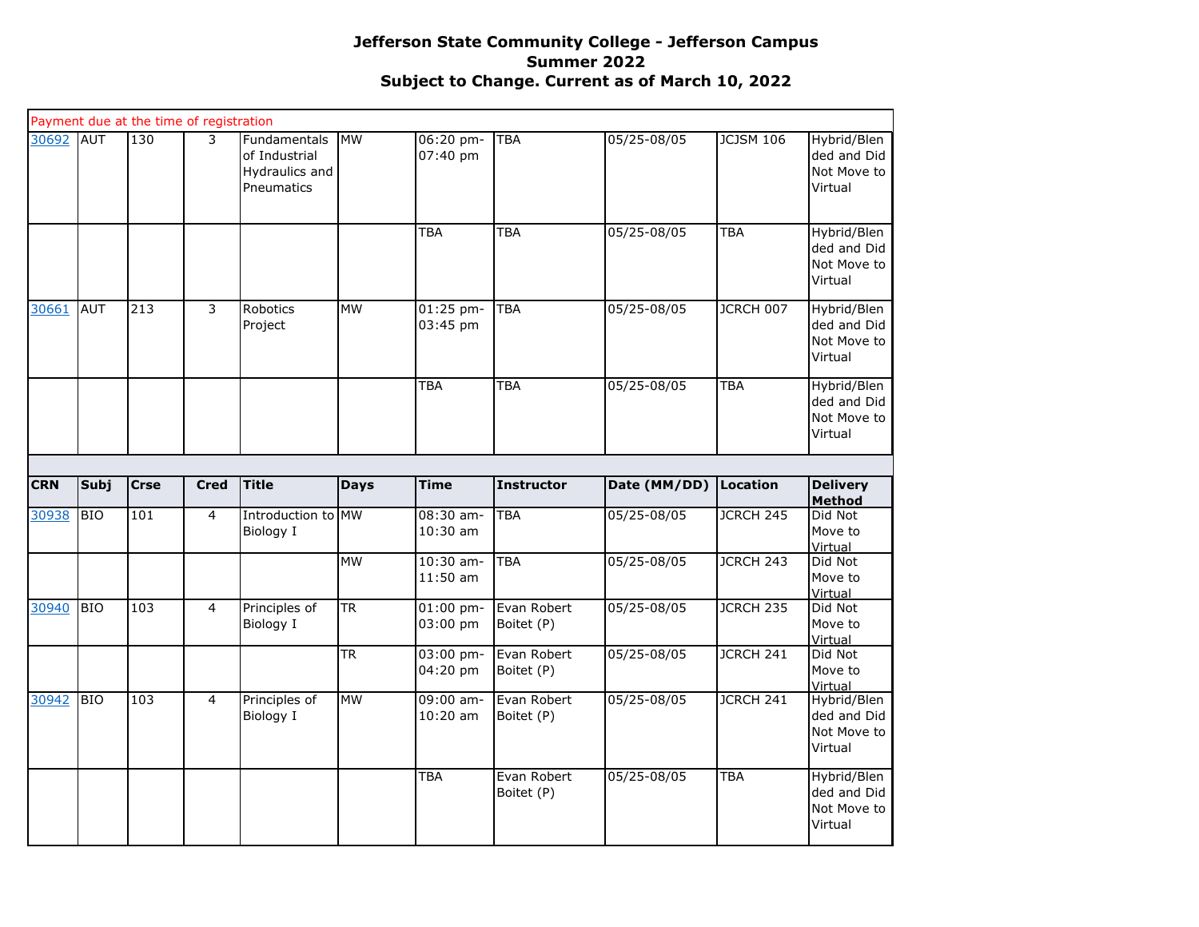# Jefferson State Community College - Jefferson Campus
## Summer 2022
### Subject to Change. Current as of March 10, 2022

Payment due at the time of registration

| CRN | Subj | Crse | Cred | Title | Days | Time | Instructor | Date (MM/DD) | Location | Delivery Method |
|---|---|---|---|---|---|---|---|---|---|---|
| 30692 | AUT | 130 | 3 | Fundamentals of Industrial Hydraulics and Pneumatics | MW | 06:20 pm-07:40 pm | TBA | 05/25-08/05 | JCJSM 106 | Hybrid/Blended and Did Not Move to Virtual |
| | | | | | | TBA | TBA | 05/25-08/05 | TBA | Hybrid/Blended and Did Not Move to Virtual |
| 30661 | AUT | 213 | 3 | Robotics Project | MW | 01:25 pm-03:45 pm | TBA | 05/25-08/05 | JCRCH 007 | Hybrid/Blended and Did Not Move to Virtual |
| | | | | | | TBA | TBA | 05/25-08/05 | TBA | Hybrid/Blended and Did Not Move to Virtual |

| CRN | Subj | Crse | Cred | Title | Days | Time | Instructor | Date (MM/DD) | Location | Delivery Method |
|---|---|---|---|---|---|---|---|---|---|---|
| 30938 | BIO | 101 | 4 | Introduction to Biology I | MW | 08:30 am-10:30 am | TBA | 05/25-08/05 | JCRCH 245 | Did Not Move to Virtual |
| | | | | | MW | 10:30 am-11:50 am | TBA | 05/25-08/05 | JCRCH 243 | Did Not Move to Virtual |
| 30940 | BIO | 103 | 4 | Principles of Biology I | TR | 01:00 pm-03:00 pm | Evan Robert Boitet (P) | 05/25-08/05 | JCRCH 235 | Did Not Move to Virtual |
| | | | | | TR | 03:00 pm-04:20 pm | Evan Robert Boitet (P) | 05/25-08/05 | JCRCH 241 | Did Not Move to Virtual |
| 30942 | BIO | 103 | 4 | Principles of Biology I | MW | 09:00 am-10:20 am | Evan Robert Boitet (P) | 05/25-08/05 | JCRCH 241 | Hybrid/Blended and Did Not Move to Virtual |
| | | | | | | TBA | Evan Robert Boitet (P) | 05/25-08/05 | TBA | Hybrid/Blended and Did Not Move to Virtual |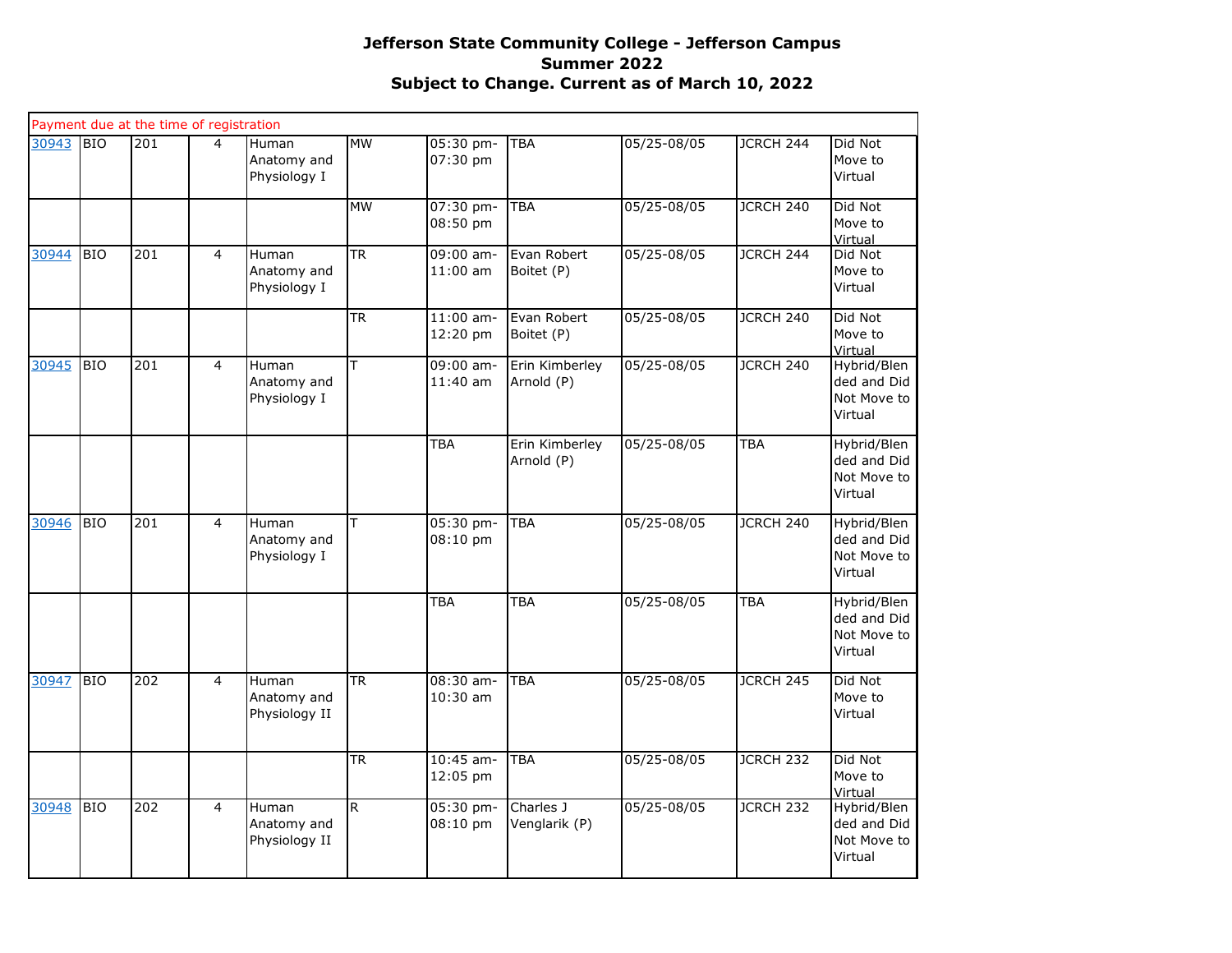**Jefferson State Community College - Jefferson Campus**
**Summer 2022**
**Subject to Change. Current as of March 10, 2022**

| Payment due at the time of registration | | | | | | | | | | |
|---|---|---|---|---|---|---|---|---|---|---|
| 30943 | BIO | 201 | 4 | Human Anatomy and Physiology I | MW | 05:30 pm-07:30 pm | TBA | 05/25-08/05 | JCRCH 244 | Did Not Move to Virtual |
| | | | | | MW | 07:30 pm-08:50 pm | TBA | 05/25-08/05 | JCRCH 240 | Did Not Move to Virtual |
| 30944 | BIO | 201 | 4 | Human Anatomy and Physiology I | TR | 09:00 am-11:00 am | Evan Robert Boitet (P) | 05/25-08/05 | JCRCH 244 | Did Not Move to Virtual |
| | | | | | TR | 11:00 am-12:20 pm | Evan Robert Boitet (P) | 05/25-08/05 | JCRCH 240 | Did Not Move to Virtual |
| 30945 | BIO | 201 | 4 | Human Anatomy and Physiology I | T | 09:00 am-11:40 am | Erin Kimberley Arnold (P) | 05/25-08/05 | JCRCH 240 | Hybrid/Blended and Did Not Move to Virtual |
| | | | | | | TBA | Erin Kimberley Arnold (P) | 05/25-08/05 | TBA | Hybrid/Blended and Did Not Move to Virtual |
| 30946 | BIO | 201 | 4 | Human Anatomy and Physiology I | T | 05:30 pm-08:10 pm | TBA | 05/25-08/05 | JCRCH 240 | Hybrid/Blended and Did Not Move to Virtual |
| | | | | | | TBA | TBA | 05/25-08/05 | TBA | Hybrid/Blended and Did Not Move to Virtual |
| 30947 | BIO | 202 | 4 | Human Anatomy and Physiology II | TR | 08:30 am-10:30 am | TBA | 05/25-08/05 | JCRCH 245 | Did Not Move to Virtual |
| | | | | | TR | 10:45 am-12:05 pm | TBA | 05/25-08/05 | JCRCH 232 | Did Not Move to Virtual |
| 30948 | BIO | 202 | 4 | Human Anatomy and Physiology II | R | 05:30 pm-08:10 pm | Charles J Venglarik (P) | 05/25-08/05 | JCRCH 232 | Hybrid/Blended and Did Not Move to Virtual |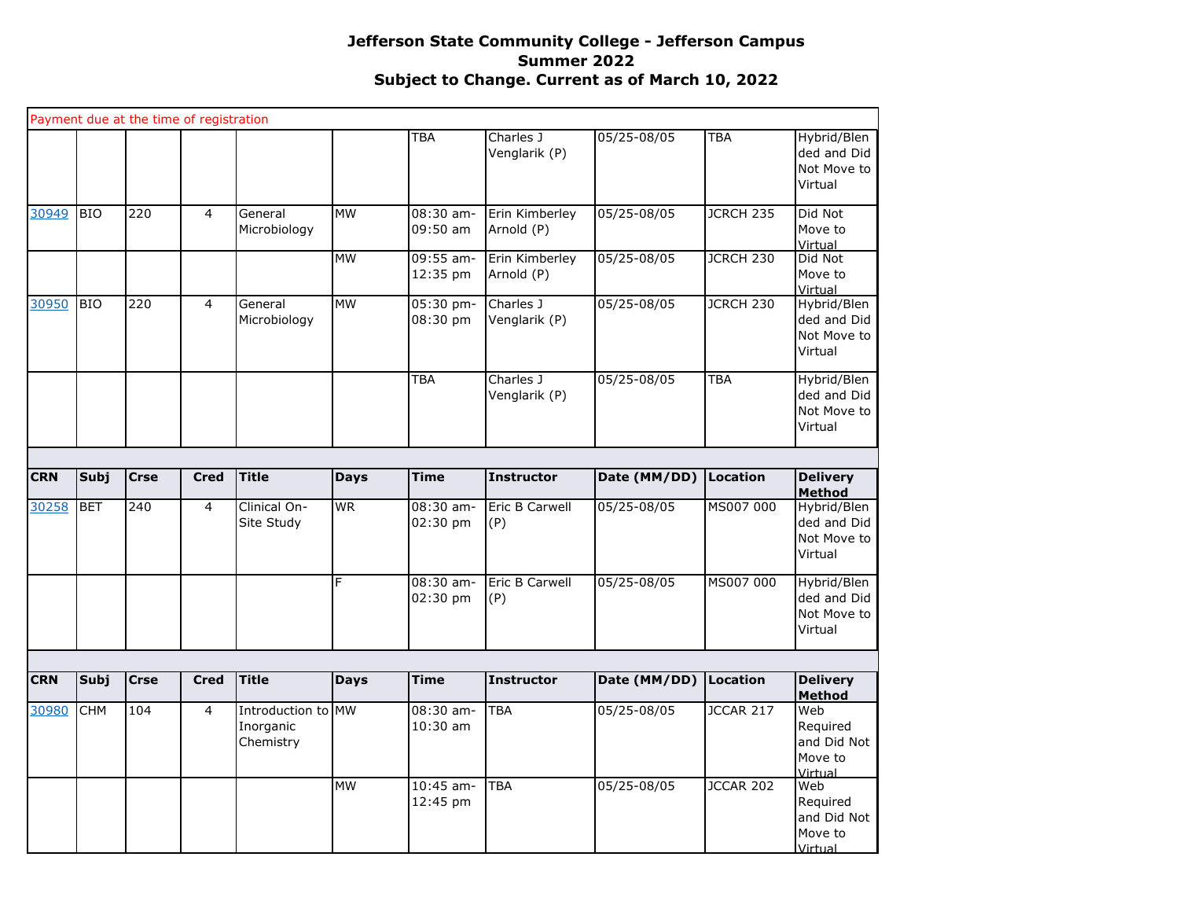# Jefferson State Community College - Jefferson Campus
## Summer 2022
## Subject to Change. Current as of March 10, 2022

Payment due at the time of registration

| CRN | Subj | Crse | Cred | Title | Days | Time | Instructor | Date (MM/DD) | Location | Delivery Method |
|---|---|---|---|---|---|---|---|---|---|---|
| | | | | | | TBA | Charles J Venglarik (P) | 05/25-08/05 | TBA | Hybrid/Blended and Did Not Move to Virtual |
| 30949 | BIO | 220 | 4 | General Microbiology | MW | 08:30 am-09:50 am | Erin Kimberley Arnold (P) | 05/25-08/05 | JCRCH 235 | Did Not Move to Virtual |
| | | | | | MW | 09:55 am-12:35 pm | Erin Kimberley Arnold (P) | 05/25-08/05 | JCRCH 230 | Did Not Move to Virtual |
| 30950 | BIO | 220 | 4 | General Microbiology | MW | 05:30 pm-08:30 pm | Charles J Venglarik (P) | 05/25-08/05 | JCRCH 230 | Hybrid/Blended and Did Not Move to Virtual |
| | | | | | | TBA | Charles J Venglarik (P) | 05/25-08/05 | TBA | Hybrid/Blended and Did Not Move to Virtual |

| CRN | Subj | Crse | Cred | Title | Days | Time | Instructor | Date (MM/DD) | Location | Delivery Method |
|---|---|---|---|---|---|---|---|---|---|---|
| 30258 | BET | 240 | 4 | Clinical On-Site Study | WR | 08:30 am-02:30 pm | Eric B Carwell (P) | 05/25-08/05 | MS007 000 | Hybrid/Blended and Did Not Move to Virtual |
| | | | | | F | 08:30 am-02:30 pm | Eric B Carwell (P) | 05/25-08/05 | MS007 000 | Hybrid/Blended and Did Not Move to Virtual |

| CRN | Subj | Crse | Cred | Title | Days | Time | Instructor | Date (MM/DD) | Location | Delivery Method |
|---|---|---|---|---|---|---|---|---|---|---|
| 30980 | CHM | 104 | 4 | Introduction to Inorganic Chemistry | MW | 08:30 am-10:30 am | TBA | 05/25-08/05 | JCCAR 217 | Web Required and Did Not Move to Virtual |
| | | | | | MW | 10:45 am-12:45 pm | TBA | 05/25-08/05 | JCCAR 202 | Web Required and Did Not Move to Virtual |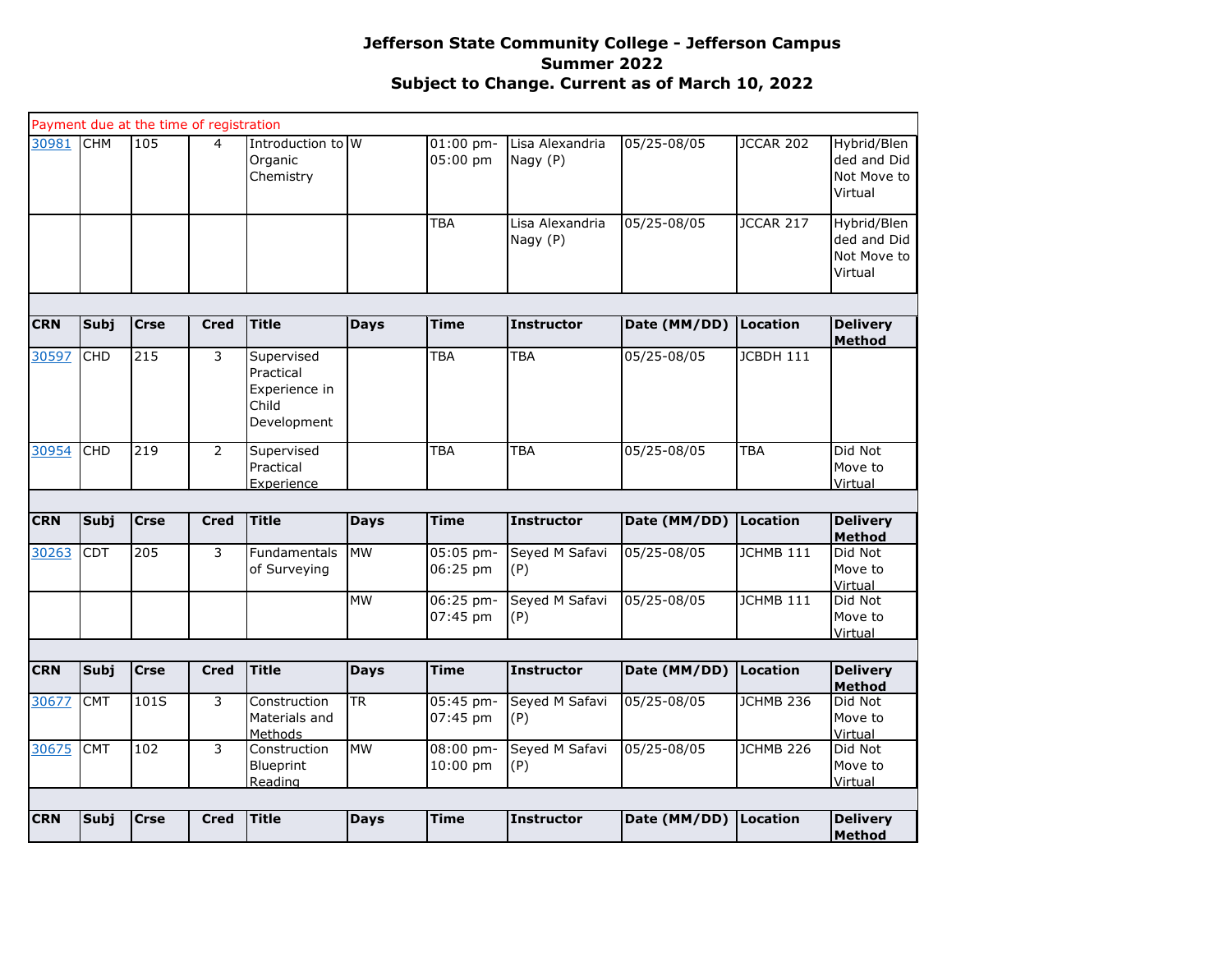# Jefferson State Community College - Jefferson Campus
## Summer 2022
## Subject to Change. Current as of March 10, 2022

| CRN | Subj | Crse | Cred | Title | Days | Time | Instructor | Date (MM/DD) | Location | Delivery Method |
|---|---|---|---|---|---|---|---|---|---|---|
| Payment due at the time of registration | | | | | | | | | | |
| 30981 | CHM | 105 | 4 | Introduction to Organic Chemistry | W | 01:00 pm-05:00 pm | Lisa Alexandria Nagy (P) | 05/25-08/05 | JCCAR 202 | Hybrid/Blended and Did Not Move to Virtual |
| | | | | | | TBA | Lisa Alexandria Nagy (P) | 05/25-08/05 | JCCAR 217 | Hybrid/Blended and Did Not Move to Virtual |

| CRN | Subj | Crse | Cred | Title | Days | Time | Instructor | Date (MM/DD) | Location | Delivery Method |
|---|---|---|---|---|---|---|---|---|---|---|
| 30597 | CHD | 215 | 3 | Supervised Practical Experience in Child Development | | TBA | TBA | 05/25-08/05 | JCBDH 111 | |
| 30954 | CHD | 219 | 2 | Supervised Practical Experience | | TBA | TBA | 05/25-08/05 | TBA | Did Not Move to Virtual |

| CRN | Subj | Crse | Cred | Title | Days | Time | Instructor | Date (MM/DD) | Location | Delivery Method |
|---|---|---|---|---|---|---|---|---|---|---|
| 30263 | CDT | 205 | 3 | Fundamentals of Surveying | MW | 05:05 pm-06:25 pm | Seyed M Safavi (P) | 05/25-08/05 | JCHMB 111 | Did Not Move to Virtual |
| | | | | | MW | 06:25 pm-07:45 pm | Seyed M Safavi (P) | 05/25-08/05 | JCHMB 111 | Did Not Move to Virtual |

| CRN | Subj | Crse | Cred | Title | Days | Time | Instructor | Date (MM/DD) | Location | Delivery Method |
|---|---|---|---|---|---|---|---|---|---|---|
| 30677 | CMT | 101S | 3 | Construction Materials and Methods | TR | 05:45 pm-07:45 pm | Seyed M Safavi (P) | 05/25-08/05 | JCHMB 236 | Did Not Move to Virtual |
| 30675 | CMT | 102 | 3 | Construction Blueprint Reading | MW | 08:00 pm-10:00 pm | Seyed M Safavi (P) | 05/25-08/05 | JCHMB 226 | Did Not Move to Virtual |

| CRN | Subj | Crse | Cred | Title | Days | Time | Instructor | Date (MM/DD) | Location | Delivery Method |
|---|---|---|---|---|---|---|---|---|---|---|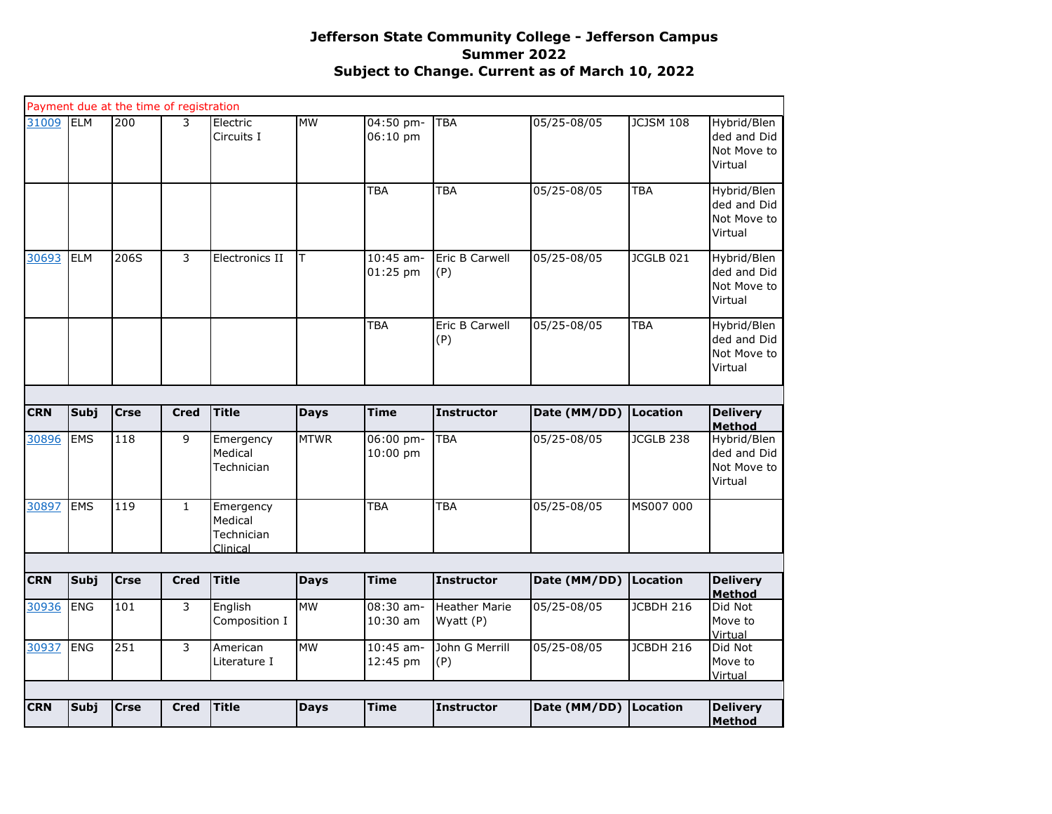**Jefferson State Community College - Jefferson Campus**
**Summer 2022**
**Subject to Change. Current as of March 10, 2022**

Payment due at the time of registration

| CRN | Subj | Crse | Cred | Title | Days | Time | Instructor | Date (MM/DD) | Location | Delivery Method |
|---|---|---|---|---|---|---|---|---|---|---|
| 31009 | ELM | 200 | 3 | Electric Circuits I | MW | 04:50 pm-06:10 pm | TBA | 05/25-08/05 | JCJSM 108 | Hybrid/Blended and Did Not Move to Virtual |
| | | | | | | TBA | TBA | 05/25-08/05 | TBA | Hybrid/Blended and Did Not Move to Virtual |
| 30693 | ELM | 206S | 3 | Electronics II | T | 10:45 am-01:25 pm | Eric B Carwell (P) | 05/25-08/05 | JCGLB 021 | Hybrid/Blended and Did Not Move to Virtual |
| | | | | | | TBA | Eric B Carwell (P) | 05/25-08/05 | TBA | Hybrid/Blended and Did Not Move to Virtual |

| CRN | Subj | Crse | Cred | Title | Days | Time | Instructor | Date (MM/DD) | Location | Delivery Method |
|---|---|---|---|---|---|---|---|---|---|---|
| 30896 | EMS | 118 | 9 | Emergency Medical Technician | MTWR | 06:00 pm-10:00 pm | TBA | 05/25-08/05 | JCGLB 238 | Hybrid/Blended and Did Not Move to Virtual |
| 30897 | EMS | 119 | 1 | Emergency Medical Technician Clinical | | TBA | TBA | 05/25-08/05 | MS007 000 | |

| CRN | Subj | Crse | Cred | Title | Days | Time | Instructor | Date (MM/DD) | Location | Delivery Method |
|---|---|---|---|---|---|---|---|---|---|---|
| 30936 | ENG | 101 | 3 | English Composition I | MW | 08:30 am-10:30 am | Heather Marie Wyatt (P) | 05/25-08/05 | JCBDH 216 | Did Not Move to Virtual |
| 30937 | ENG | 251 | 3 | American Literature I | MW | 10:45 am-12:45 pm | John G Merrill (P) | 05/25-08/05 | JCBDH 216 | Did Not Move to Virtual |

| CRN | Subj | Crse | Cred | Title | Days | Time | Instructor | Date (MM/DD) | Location | Delivery Method |
|---|---|---|---|---|---|---|---|---|---|---|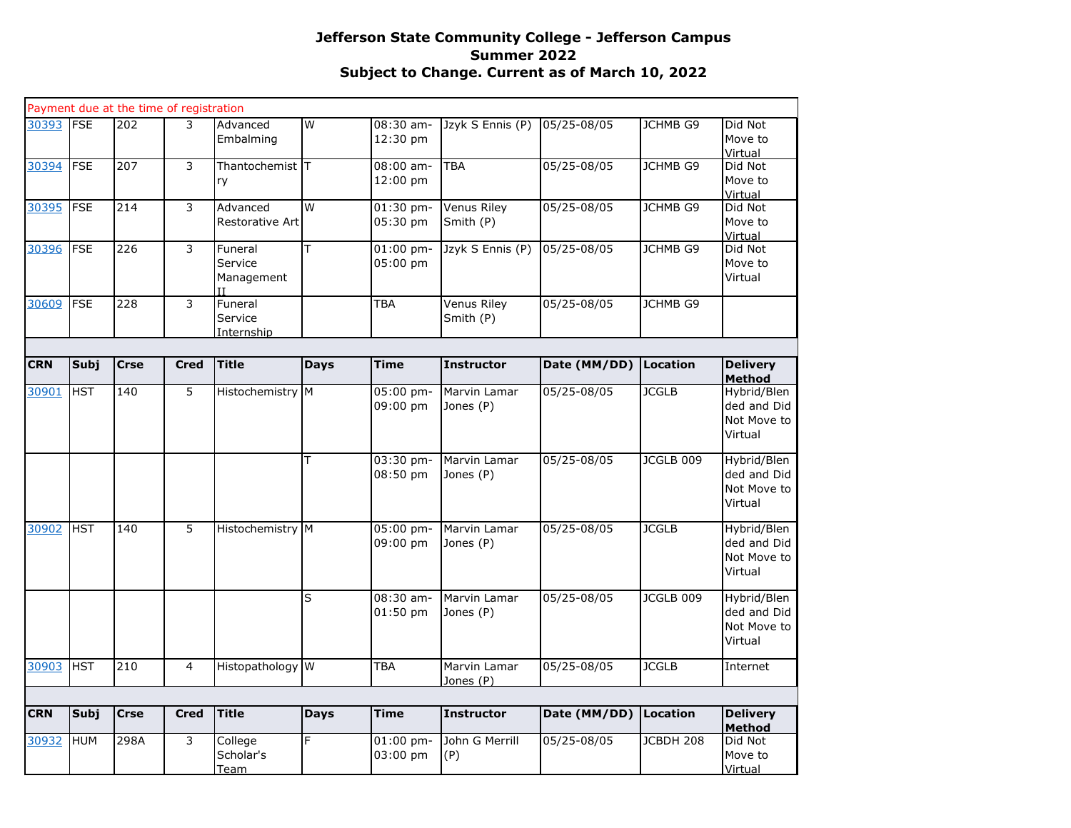# Jefferson State Community College - Jefferson Campus
## Summer 2022
## Subject to Change. Current as of March 10, 2022

Payment due at the time of registration

| CRN | Subj | Crse | Cred | Title | Days | Time | Instructor | Date (MM/DD) | Location | Delivery Method |
|---|---|---|---|---|---|---|---|---|---|---|
| 30393 | FSE | 202 | 3 | Advanced Embalming | W | 08:30 am-12:30 pm | Jzyk S Ennis (P) | 05/25-08/05 | JCHMB G9 | Did Not Move to Virtual |
| 30394 | FSE | 207 | 3 | Thantochemistry | T | 08:00 am-12:00 pm | TBA | 05/25-08/05 | JCHMB G9 | Did Not Move to Virtual |
| 30395 | FSE | 214 | 3 | Advanced Restorative Art | W | 01:30 pm-05:30 pm | Venus Riley Smith (P) | 05/25-08/05 | JCHMB G9 | Did Not Move to Virtual |
| 30396 | FSE | 226 | 3 | Funeral Service Management II | T | 01:00 pm-05:00 pm | Jzyk S Ennis (P) | 05/25-08/05 | JCHMB G9 | Did Not Move to Virtual |
| 30609 | FSE | 228 | 3 | Funeral Service Internship | | TBA | Venus Riley Smith (P) | 05/25-08/05 | JCHMB G9 | |

| CRN | Subj | Crse | Cred | Title | Days | Time | Instructor | Date (MM/DD) | Location | Delivery Method |
|---|---|---|---|---|---|---|---|---|---|---|
| 30901 | HST | 140 | 5 | Histochemistry | M | 05:00 pm-09:00 pm | Marvin Lamar Jones (P) | 05/25-08/05 | JCGLB | Hybrid/Blended and Did Not Move to Virtual |
| | | | | | T | 03:30 pm-08:50 pm | Marvin Lamar Jones (P) | 05/25-08/05 | JCGLB 009 | Hybrid/Blended and Did Not Move to Virtual |
| 30902 | HST | 140 | 5 | Histochemistry | M | 05:00 pm-09:00 pm | Marvin Lamar Jones (P) | 05/25-08/05 | JCGLB | Hybrid/Blended and Did Not Move to Virtual |
| | | | | | S | 08:30 am-01:50 pm | Marvin Lamar Jones (P) | 05/25-08/05 | JCGLB 009 | Hybrid/Blended and Did Not Move to Virtual |
| 30903 | HST | 210 | 4 | Histopathology | W | TBA | Marvin Lamar Jones (P) | 05/25-08/05 | JCGLB | Internet |

| CRN | Subj | Crse | Cred | Title | Days | Time | Instructor | Date (MM/DD) | Location | Delivery Method |
|---|---|---|---|---|---|---|---|---|---|---|
| 30932 | HUM | 298A | 3 | College Scholar's Team | F | 01:00 pm-03:00 pm | John G Merrill (P) | 05/25-08/05 | JCBDH 208 | Did Not Move to Virtual |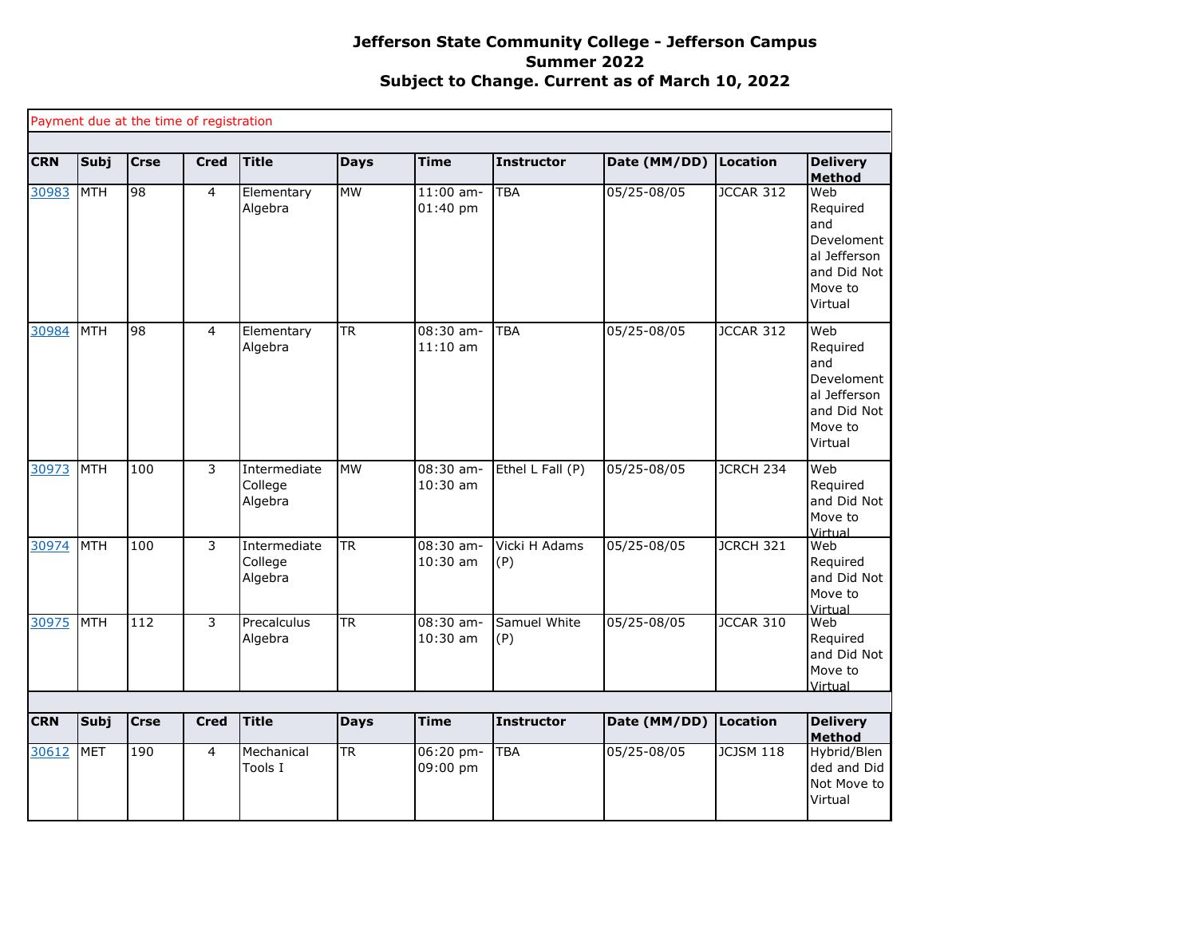**Jefferson State Community College - Jefferson Campus**
**Summer 2022**
**Subject to Change. Current as of March 10, 2022**

Payment due at the time of registration

| CRN | Subj | Crse | Cred | Title | Days | Time | Instructor | Date (MM/DD) | Location | Delivery Method |
|---|---|---|---|---|---|---|---|---|---|---|
| 30983 | MTH | 98 | 4 | Elementary Algebra | MW | 11:00 am-01:40 pm | TBA | 05/25-08/05 | JCCAR 312 | Web Required and Develomental Jefferson and Did Not Move to Virtual |
| 30984 | MTH | 98 | 4 | Elementary Algebra | TR | 08:30 am-11:10 am | TBA | 05/25-08/05 | JCCAR 312 | Web Required and Develomental Jefferson and Did Not Move to Virtual |
| 30973 | MTH | 100 | 3 | Intermediate College Algebra | MW | 08:30 am-10:30 am | Ethel L Fall (P) | 05/25-08/05 | JCRCH 234 | Web Required and Did Not Move to Virtual |
| 30974 | MTH | 100 | 3 | Intermediate College Algebra | TR | 08:30 am-10:30 am | Vicki H Adams (P) | 05/25-08/05 | JCRCH 321 | Web Required and Did Not Move to Virtual |
| 30975 | MTH | 112 | 3 | Precalculus Algebra | TR | 08:30 am-10:30 am | Samuel White (P) | 05/25-08/05 | JCCAR 310 | Web Required and Did Not Move to Virtual |

| CRN | Subj | Crse | Cred | Title | Days | Time | Instructor | Date (MM/DD) | Location | Delivery Method |
|---|---|---|---|---|---|---|---|---|---|---|
| 30612 | MET | 190 | 4 | Mechanical Tools I | TR | 06:20 pm-09:00 pm | TBA | 05/25-08/05 | JCJSM 118 | Hybrid/Blended and Did Not Move to Virtual |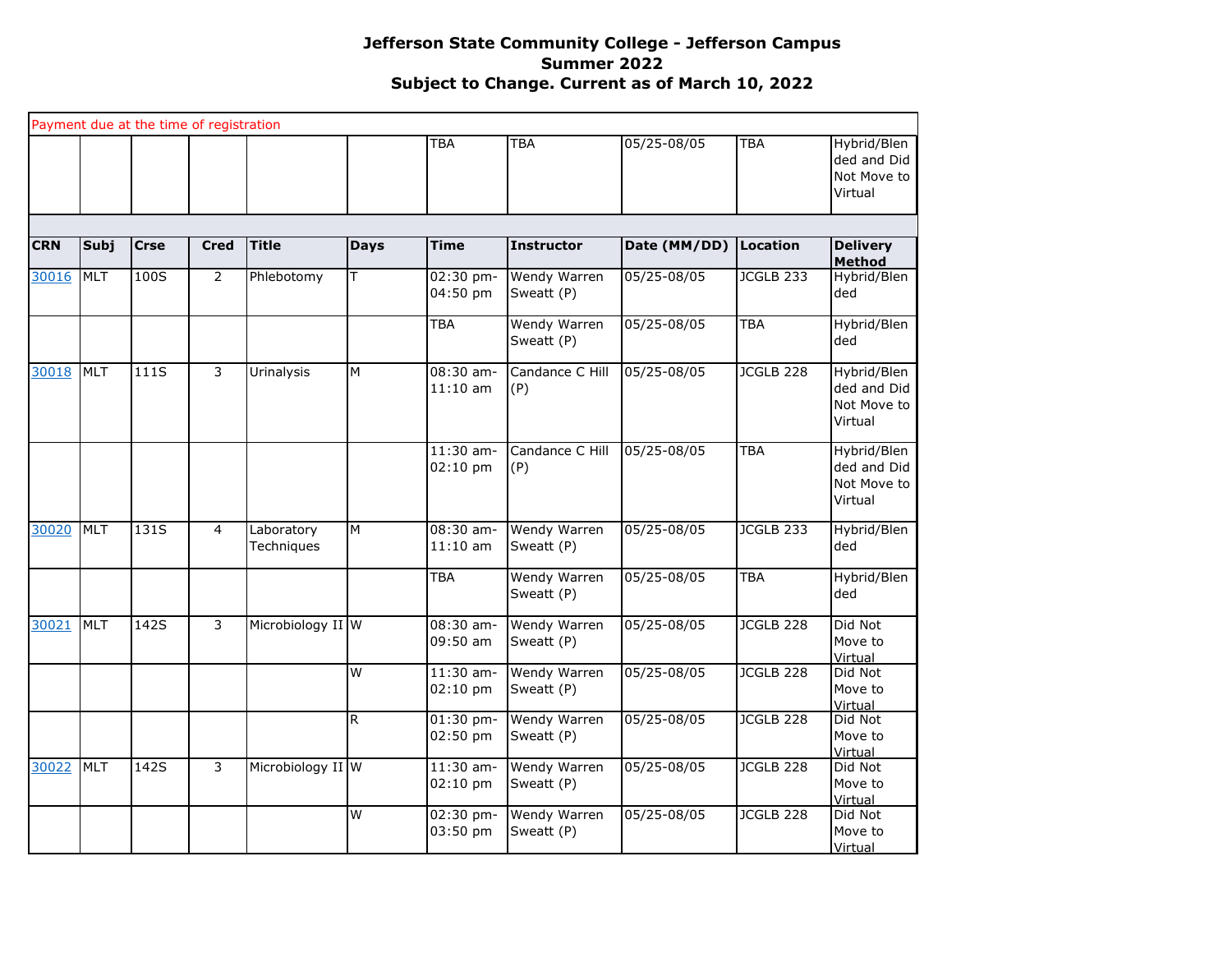**Jefferson State Community College - Jefferson Campus**
**Summer 2022**
**Subject to Change. Current as of March 10, 2022**

Payment due at the time of registration

| | | | | | | TBA | TBA | 05/25-08/05 | TBA | Hybrid/Blended and Did Not Move to Virtual |
|---|---|---|---|---|---|---|---|---|---|---|

| CRN | Subj | Crse | Cred | Title | Days | Time | Instructor | Date (MM/DD) | Location | Delivery Method |
|---|---|---|---|---|---|---|---|---|---|---|
| 30016 | MLT | 100S | 2 | Phlebotomy | T | 02:30 pm-04:50 pm | Wendy Warren Sweatt (P) | 05/25-08/05 | JCGLB 233 | Hybrid/Blended |
| | | | | | | TBA | Wendy Warren Sweatt (P) | 05/25-08/05 | TBA | Hybrid/Blended |
| 30018 | MLT | 111S | 3 | Urinalysis | M | 08:30 am-11:10 am | Candance C Hill (P) | 05/25-08/05 | JCGLB 228 | Hybrid/Blended and Did Not Move to Virtual |
| | | | | | | 11:30 am-02:10 pm | Candance C Hill (P) | 05/25-08/05 | TBA | Hybrid/Blended and Did Not Move to Virtual |
| 30020 | MLT | 131S | 4 | Laboratory Techniques | M | 08:30 am-11:10 am | Wendy Warren Sweatt (P) | 05/25-08/05 | JCGLB 233 | Hybrid/Blended |
| | | | | | | TBA | Wendy Warren Sweatt (P) | 05/25-08/05 | TBA | Hybrid/Blended |
| 30021 | MLT | 142S | 3 | Microbiology II | W | 08:30 am-09:50 am | Wendy Warren Sweatt (P) | 05/25-08/05 | JCGLB 228 | Did Not Move to Virtual |
| | | | | | W | 11:30 am-02:10 pm | Wendy Warren Sweatt (P) | 05/25-08/05 | JCGLB 228 | Did Not Move to Virtual |
| | | | | | R | 01:30 pm-02:50 pm | Wendy Warren Sweatt (P) | 05/25-08/05 | JCGLB 228 | Did Not Move to Virtual |
| 30022 | MLT | 142S | 3 | Microbiology II | W | 11:30 am-02:10 pm | Wendy Warren Sweatt (P) | 05/25-08/05 | JCGLB 228 | Did Not Move to Virtual |
| | | | | | W | 02:30 pm-03:50 pm | Wendy Warren Sweatt (P) | 05/25-08/05 | JCGLB 228 | Did Not Move to Virtual |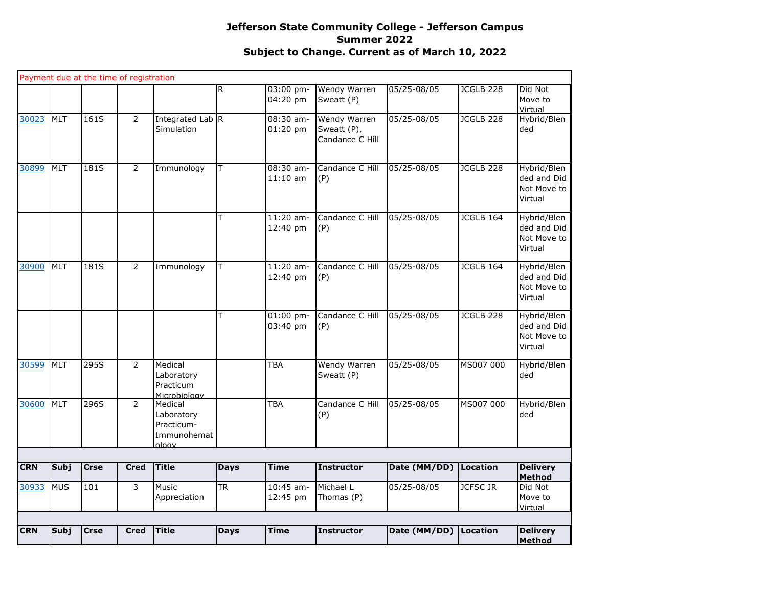# Jefferson State Community College - Jefferson Campus
## Summer 2022
### Subject to Change. Current as of March 10, 2022

Payment due at the time of registration

| CRN | Subj | Crse | Cred | Title | Days | Time | Instructor | Date (MM/DD) | Location | Delivery Method |
|---|---|---|---|---|---|---|---|---|---|---|
| | | | | | R | 03:00 pm-04:20 pm | Wendy Warren Sweatt (P) | 05/25-08/05 | JCGLB 228 | Did Not Move to Virtual |
| 30023 | MLT | 161S | 2 | Integrated Lab Simulation | R | 08:30 am-01:20 pm | Wendy Warren Sweatt (P), Candance C Hill | 05/25-08/05 | JCGLB 228 | Hybrid/Blended |
| 30899 | MLT | 181S | 2 | Immunology | T | 08:30 am-11:10 am | Candance C Hill (P) | 05/25-08/05 | JCGLB 228 | Hybrid/Blended and Did Not Move to Virtual |
| | | | | | T | 11:20 am-12:40 pm | Candance C Hill (P) | 05/25-08/05 | JCGLB 164 | Hybrid/Blended and Did Not Move to Virtual |
| 30900 | MLT | 181S | 2 | Immunology | T | 11:20 am-12:40 pm | Candance C Hill (P) | 05/25-08/05 | JCGLB 164 | Hybrid/Blended and Did Not Move to Virtual |
| | | | | | T | 01:00 pm-03:40 pm | Candance C Hill (P) | 05/25-08/05 | JCGLB 228 | Hybrid/Blended and Did Not Move to Virtual |
| 30599 | MLT | 295S | 2 | Medical Laboratory Practicum Microbiology | | TBA | Wendy Warren Sweatt (P) | 05/25-08/05 | MS007 000 | Hybrid/Blended |
| 30600 | MLT | 296S | 2 | Medical Laboratory Practicum-Immunohematology | | TBA | Candance C Hill (P) | 05/25-08/05 | MS007 000 | Hybrid/Blended |

| CRN | Subj | Crse | Cred | Title | Days | Time | Instructor | Date (MM/DD) | Location | Delivery Method |
|---|---|---|---|---|---|---|---|---|---|---|
| 30933 | MUS | 101 | 3 | Music Appreciation | TR | 10:45 am-12:45 pm | Michael L Thomas (P) | 05/25-08/05 | JCFSC JR | Did Not Move to Virtual |

| CRN | Subj | Crse | Cred | Title | Days | Time | Instructor | Date (MM/DD) | Location | Delivery Method |
|---|---|---|---|---|---|---|---|---|---|---|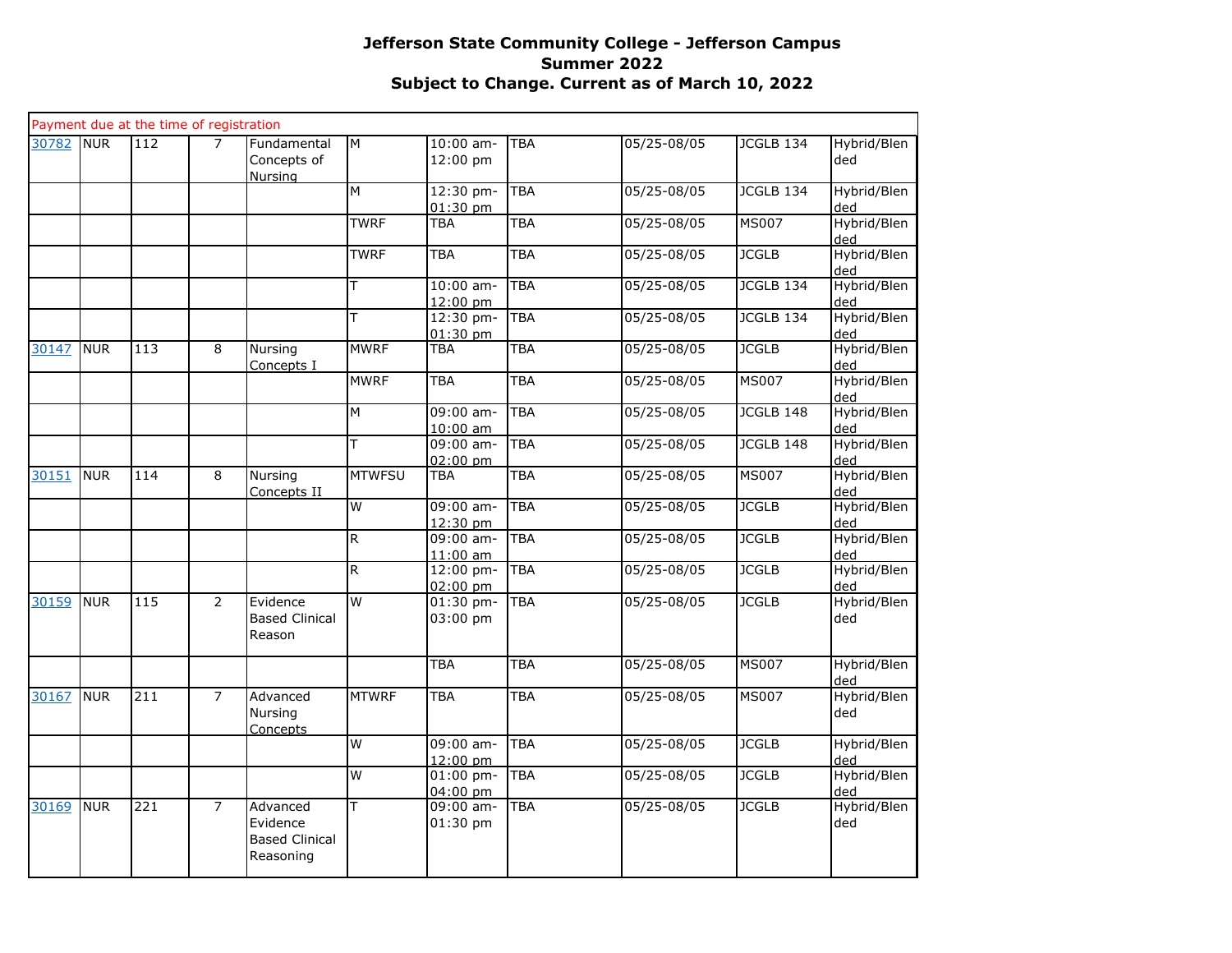**Jefferson State Community College - Jefferson Campus**
**Summer 2022**
**Subject to Change. Current as of March 10, 2022**

| Payment due at the time of registration | | | | | | | | | | |
|---|---|---|---|---|---|---|---|---|---|---|
| 30782 | NUR | 112 | 7 | Fundamental Concepts of Nursing | M | 10:00 am-12:00 pm | TBA | 05/25-08/05 | JCGLB 134 | Hybrid/Blended |
| | | | | | M | 12:30 pm-01:30 pm | TBA | 05/25-08/05 | JCGLB 134 | Hybrid/Blended |
| | | | | | TWRF | TBA | TBA | 05/25-08/05 | MS007 | Hybrid/Blended |
| | | | | | TWRF | TBA | TBA | 05/25-08/05 | JCGLB | Hybrid/Blended |
| | | | | | T | 10:00 am-12:00 pm | TBA | 05/25-08/05 | JCGLB 134 | Hybrid/Blended |
| | | | | | T | 12:30 pm-01:30 pm | TBA | 05/25-08/05 | JCGLB 134 | Hybrid/Blended |
| 30147 | NUR | 113 | 8 | Nursing Concepts I | MWRF | TBA | TBA | 05/25-08/05 | JCGLB | Hybrid/Blended |
| | | | | | MWRF | TBA | TBA | 05/25-08/05 | MS007 | Hybrid/Blended |
| | | | | | M | 09:00 am-10:00 am | TBA | 05/25-08/05 | JCGLB 148 | Hybrid/Blended |
| | | | | | T | 09:00 am-02:00 pm | TBA | 05/25-08/05 | JCGLB 148 | Hybrid/Blended |
| 30151 | NUR | 114 | 8 | Nursing Concepts II | MTWFSU | TBA | TBA | 05/25-08/05 | MS007 | Hybrid/Blended |
| | | | | | W | 09:00 am-12:30 pm | TBA | 05/25-08/05 | JCGLB | Hybrid/Blended |
| | | | | | R | 09:00 am-11:00 am | TBA | 05/25-08/05 | JCGLB | Hybrid/Blended |
| | | | | | R | 12:00 pm-02:00 pm | TBA | 05/25-08/05 | JCGLB | Hybrid/Blended |
| 30159 | NUR | 115 | 2 | Evidence Based Clinical Reason | W | 01:30 pm-03:00 pm | TBA | 05/25-08/05 | JCGLB | Hybrid/Blended |
| | | | | | | TBA | TBA | 05/25-08/05 | MS007 | Hybrid/Blended |
| 30167 | NUR | 211 | 7 | Advanced Nursing Concepts | MTWRF | TBA | TBA | 05/25-08/05 | MS007 | Hybrid/Blended |
| | | | | | W | 09:00 am-12:00 pm | TBA | 05/25-08/05 | JCGLB | Hybrid/Blended |
| | | | | | W | 01:00 pm-04:00 pm | TBA | 05/25-08/05 | JCGLB | Hybrid/Blended |
| 30169 | NUR | 221 | 7 | Advanced Evidence Based Clinical Reasoning | T | 09:00 am-01:30 pm | TBA | 05/25-08/05 | JCGLB | Hybrid/Blended |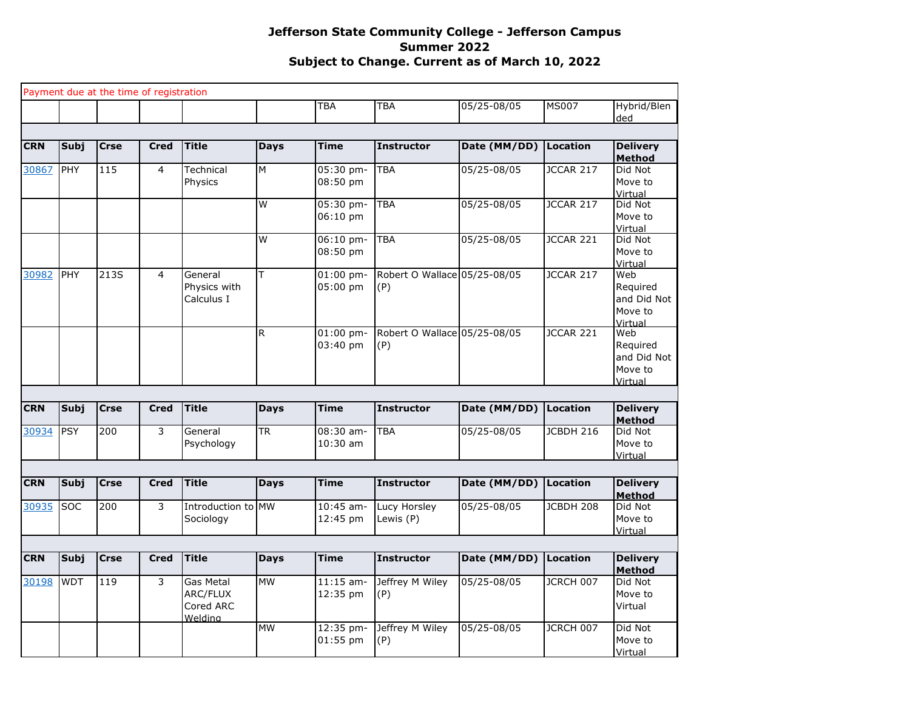# Jefferson State Community College - Jefferson Campus
## Summer 2022
## Subject to Change. Current as of March 10, 2022

Payment due at the time of registration

| CRN | Subj | Crse | Cred | Title | Days | Time | Instructor | Date (MM/DD) | Location | Delivery Method |
|---|---|---|---|---|---|---|---|---|---|---|
| | | | | | | TBA | TBA | 05/25-08/05 | MS007 | Hybrid/Blended |

| CRN | Subj | Crse | Cred | Title | Days | Time | Instructor | Date (MM/DD) | Location | Delivery Method |
|---|---|---|---|---|---|---|---|---|---|---|
| 30867 | PHY | 115 | 4 | Technical Physics | M | 05:30 pm-08:50 pm | TBA | 05/25-08/05 | JCCAR 217 | Did Not Move to Virtual |
| | | | | | W | 05:30 pm-06:10 pm | TBA | 05/25-08/05 | JCCAR 217 | Did Not Move to Virtual |
| | | | | | W | 06:10 pm-08:50 pm | TBA | 05/25-08/05 | JCCAR 221 | Did Not Move to Virtual |
| 30982 | PHY | 213S | 4 | General Physics with Calculus I | T | 01:00 pm-05:00 pm | Robert O Wallace (P) | 05/25-08/05 | JCCAR 217 | Web Required and Did Not Move to Virtual |
| | | | | | R | 01:00 pm-03:40 pm | Robert O Wallace (P) | 05/25-08/05 | JCCAR 221 | Web Required and Did Not Move to Virtual |

| CRN | Subj | Crse | Cred | Title | Days | Time | Instructor | Date (MM/DD) | Location | Delivery Method |
|---|---|---|---|---|---|---|---|---|---|---|
| 30934 | PSY | 200 | 3 | General Psychology | TR | 08:30 am-10:30 am | TBA | 05/25-08/05 | JCBDH 216 | Did Not Move to Virtual |

| CRN | Subj | Crse | Cred | Title | Days | Time | Instructor | Date (MM/DD) | Location | Delivery Method |
|---|---|---|---|---|---|---|---|---|---|---|
| 30935 | SOC | 200 | 3 | Introduction to Sociology | MW | 10:45 am-12:45 pm | Lucy Horsley Lewis (P) | 05/25-08/05 | JCBDH 208 | Did Not Move to Virtual |

| CRN | Subj | Crse | Cred | Title | Days | Time | Instructor | Date (MM/DD) | Location | Delivery Method |
|---|---|---|---|---|---|---|---|---|---|---|
| 30198 | WDT | 119 | 3 | Gas Metal ARC/FLUX Cored ARC Welding | MW | 11:15 am-12:35 pm | Jeffrey M Wiley (P) | 05/25-08/05 | JCRCH 007 | Did Not Move to Virtual |
| | | | | | MW | 12:35 pm-01:55 pm | Jeffrey M Wiley (P) | 05/25-08/05 | JCRCH 007 | Did Not Move to Virtual |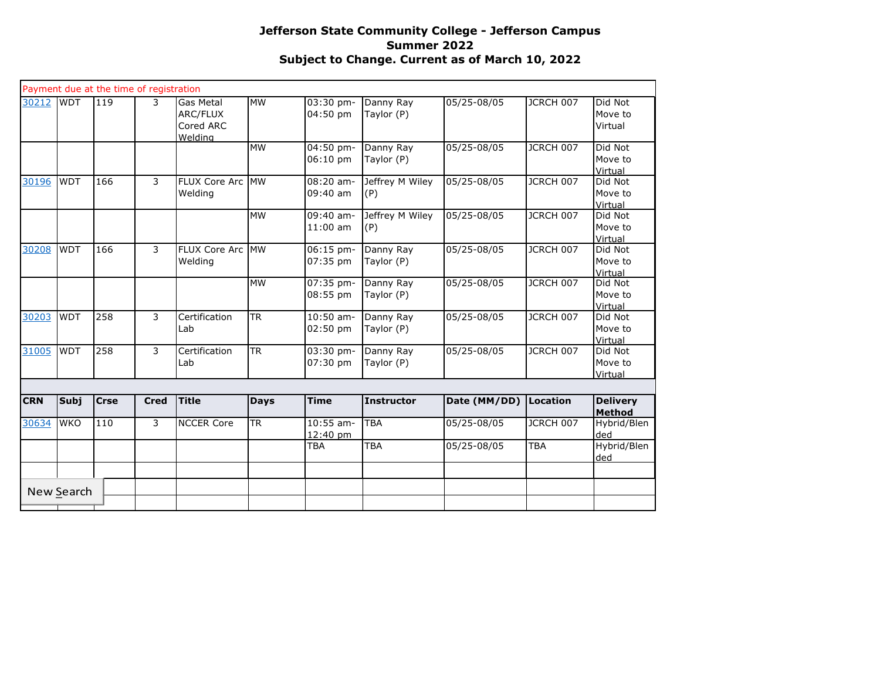**Jefferson State Community College - Jefferson Campus**
**Summer 2022**
**Subject to Change. Current as of March 10, 2022**

Payment due at the time of registration

| | | | | | | | | | | |
|---|---|---|---|---|---|---|---|---|---|---|
| 30212 | WDT | 119 | 3 | Gas Metal ARC/FLUX Cored ARC Welding | MW | 03:30 pm-04:50 pm | Danny Ray Taylor (P) | 05/25-08/05 | JCRCH 007 | Did Not Move to Virtual |
| | | | | | MW | 04:50 pm-06:10 pm | Danny Ray Taylor (P) | 05/25-08/05 | JCRCH 007 | Did Not Move to Virtual |
| 30196 | WDT | 166 | 3 | FLUX Core Arc Welding | MW | 08:20 am-09:40 am | Jeffrey M Wiley (P) | 05/25-08/05 | JCRCH 007 | Did Not Move to Virtual |
| | | | | | MW | 09:40 am-11:00 am | Jeffrey M Wiley (P) | 05/25-08/05 | JCRCH 007 | Did Not Move to Virtual |
| 30208 | WDT | 166 | 3 | FLUX Core Arc Welding | MW | 06:15 pm-07:35 pm | Danny Ray Taylor (P) | 05/25-08/05 | JCRCH 007 | Did Not Move to Virtual |
| | | | | | MW | 07:35 pm-08:55 pm | Danny Ray Taylor (P) | 05/25-08/05 | JCRCH 007 | Did Not Move to Virtual |
| 30203 | WDT | 258 | 3 | Certification Lab | TR | 10:50 am-02:50 pm | Danny Ray Taylor (P) | 05/25-08/05 | JCRCH 007 | Did Not Move to Virtual |
| 31005 | WDT | 258 | 3 | Certification Lab | TR | 03:30 pm-07:30 pm | Danny Ray Taylor (P) | 05/25-08/05 | JCRCH 007 | Did Not Move to Virtual |

| CRN | Subj | Crse | Cred | Title | Days | Time | Instructor | Date (MM/DD) | Location | Delivery Method |
|---|---|---|---|---|---|---|---|---|---|---|
| 30634 | WKO | 110 | 3 | NCCER Core | TR | 10:55 am-12:40 pm | TBA | 05/25-08/05 | JCRCH 007 | Hybrid/Blended |
| | | | | | | TBA | TBA | 05/25-08/05 | TBA | Hybrid/Blended |

New Search